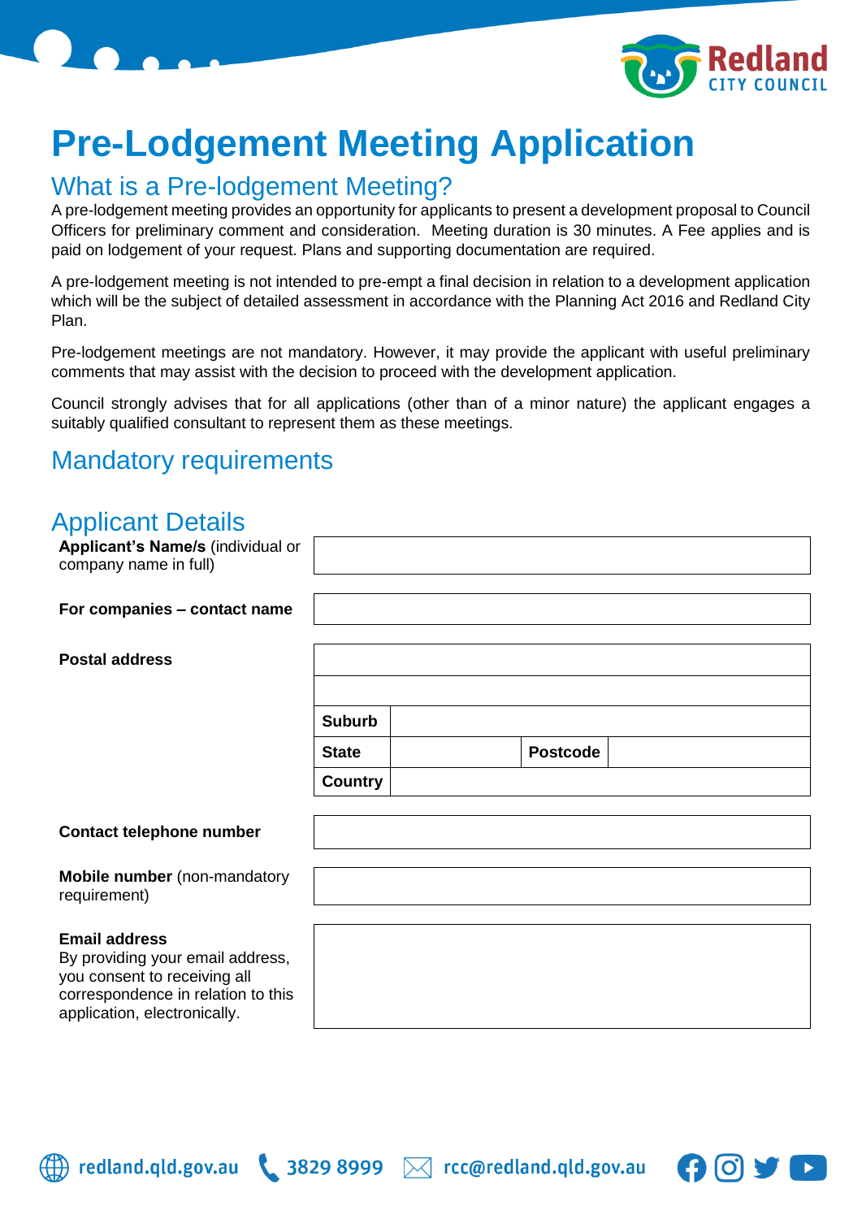# Pre-Lodgement Meeting Application

## What is a Pre-lodgement Meeting?

A pre-lodgement meeting provides an opportunity for applicants to present a development proposal to Council Officers for preliminary comment and consideration. Meeting duration is 30 minutes. A Fee applies and is paid on lodgement of your request. Plans and supporting documentation are required.

A pre-lodgement meeting is not intended to pre-empt a final decision in relation to a development application which will be the subject of detailed assessment in accordance with the Planning Act 2016 and Redland City Plan.

Pre-lodgement meetings are not mandatory. However, it may provide the applicant with useful preliminary comments that may assist with the decision to proceed with the development application.

Council strongly advises that for all applications (other than of a minor nature) the applicant engages a suitably qualified consultant to represent them as these meetings.

## Mandatory requirements

## Applicant Details

| | | | | |
|---|---|---|---|---|
| **Applicant's Name/s** (individual or company name in full) | | | | |
| **For companies – contact name** | | | | |
| **Postal address** | | | | |
| | | | | |
| | **Suburb** | | | |
| | **State** | | **Postcode** | |
| | **Country** | | | |
| **Contact telephone number** | | | | |
| **Mobile number** (non-mandatory requirement) | | | | |
| **Email address**<br>By providing your email address, you consent to receiving all correspondence in relation to this application, electronically. | | | | |

redland.qld.gov.au 3829 8999 rcc@redland.qld.gov.au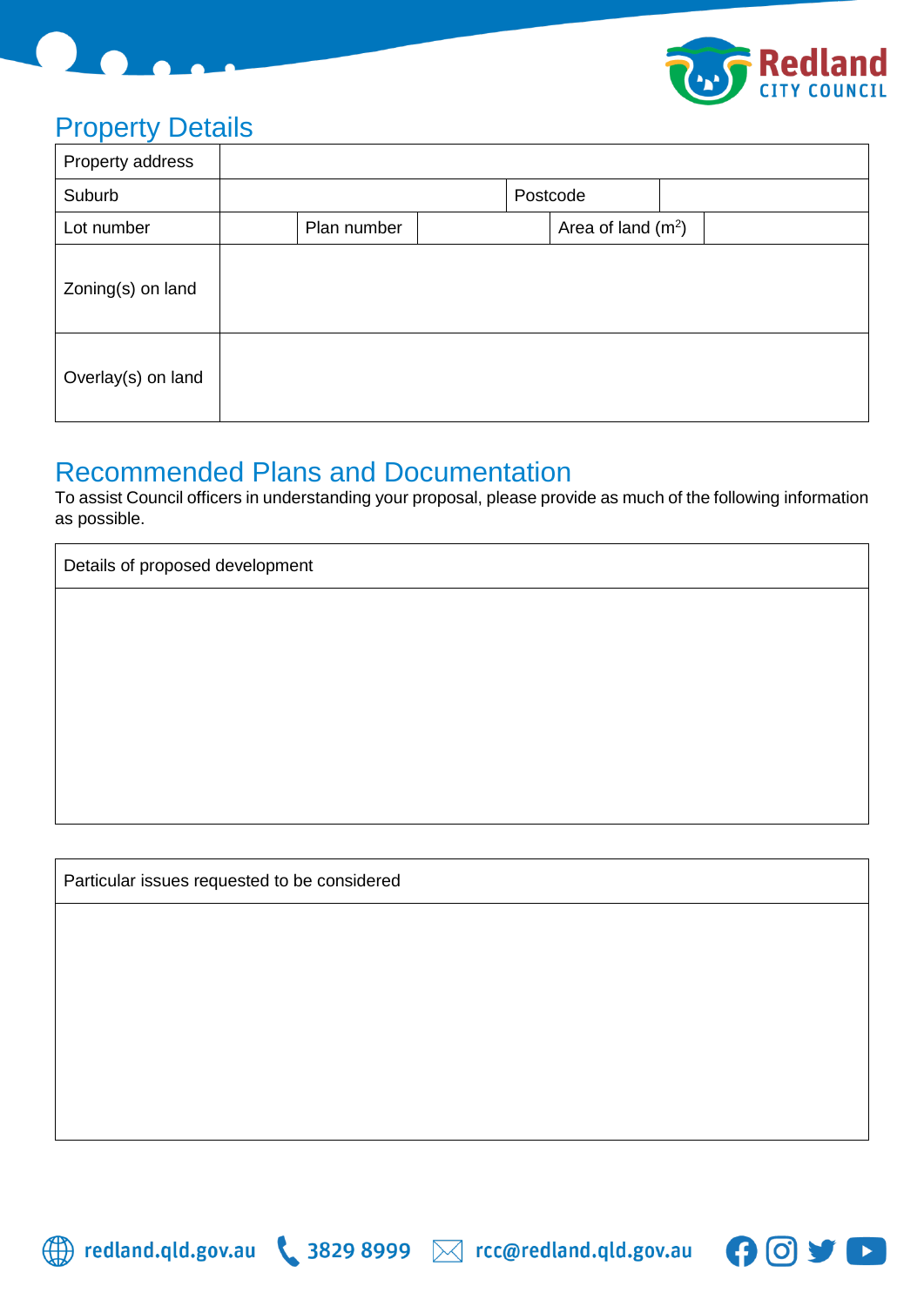## Property Details

| Property address | | | | | |
|---|---|---|---|---|---|
| Suburb | | | Postcode | | |
| Lot number | | Plan number | | Area of land ($m^2$) | |
| Zoning(s) on land | | | | | |
| Overlay(s) on land | | | | | |

## Recommended Plans and Documentation

To assist Council officers in understanding your proposal, please provide as much of the following information as possible.

| Details of proposed development |
|---|
| |

| Particular issues requested to be considered |
|---|
| |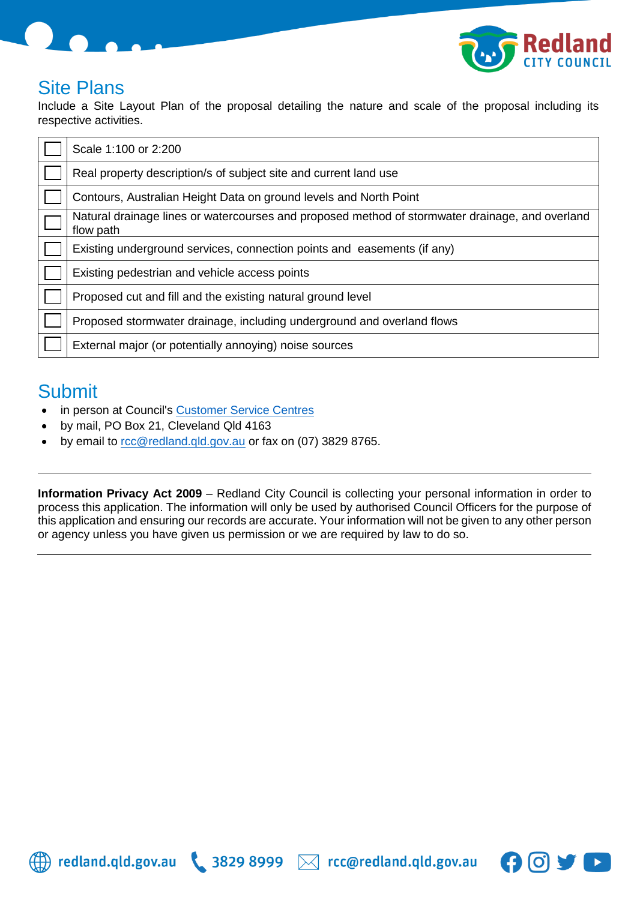## Site Plans

Include a Site Layout Plan of the proposal detailing the nature and scale of the proposal including its respective activities.

| | |
|---|---|
| ☐ | Scale 1:100 or 2:200 |
| ☐ | Real property description/s of subject site and current land use |
| ☐ | Contours, Australian Height Data on ground levels and North Point |
| ☐ | Natural drainage lines or watercourses and proposed method of stormwater drainage, and overland flow path |
| ☐ | Existing underground services, connection points and easements (if any) |
| ☐ | Existing pedestrian and vehicle access points |
| ☐ | Proposed cut and fill and the existing natural ground level |
| ☐ | Proposed stormwater drainage, including underground and overland flows |
| ☐ | External major (or potentially annoying) noise sources |

## Submit

- in person at Council's Customer Service Centres
- by mail, PO Box 21, Cleveland Qld 4163
- by email to rcc@redland.qld.gov.au or fax on (07) 3829 8765.

---

**Information Privacy Act 2009** – Redland City Council is collecting your personal information in order to process this application. The information will only be used by authorised Council Officers for the purpose of this application and ensuring our records are accurate. Your information will not be given to any other person or agency unless you have given us permission or we are required by law to do so.

---

redland.qld.gov.au 3829 8999 rcc@redland.qld.gov.au